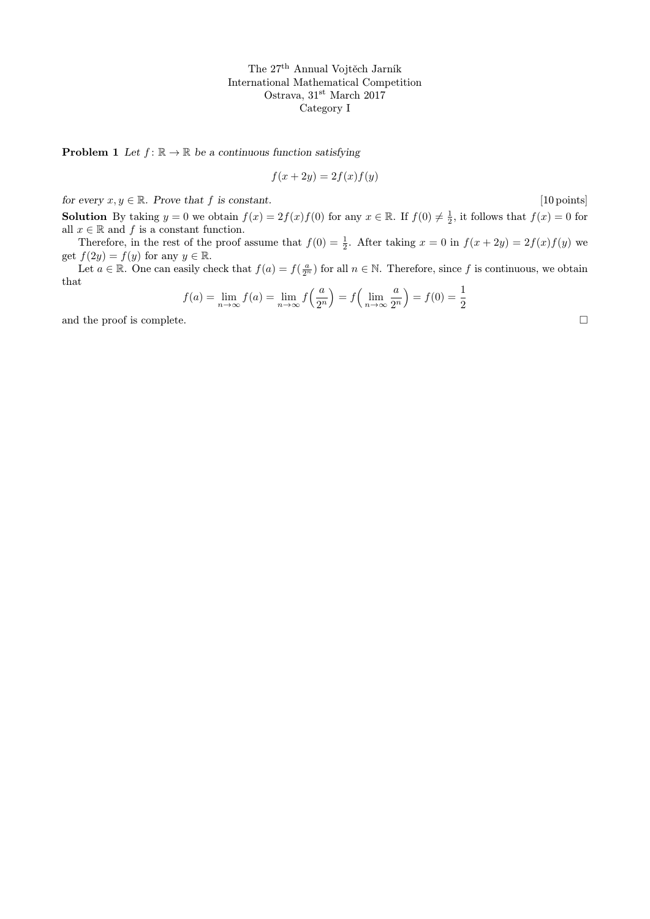The 27$^{\text{th}}$ Annual Vojtěch Jarník
International Mathematical Competition
Ostrava, 31$^{\text{st}}$ March 2017
Category I

**Problem 1** *Let $f\colon \mathbb{R} \to \mathbb{R}$ be a continuous function satisfying*

$$f(x + 2y) = 2f(x)f(y)$$

*for every $x, y \in \mathbb{R}$. Prove that $f$ is constant.* [10 points]

**Solution** By taking $y = 0$ we obtain $f(x) = 2f(x)f(0)$ for any $x \in \mathbb{R}$. If $f(0) \neq \frac{1}{2}$, it follows that $f(x) = 0$ for all $x \in \mathbb{R}$ and $f$ is a constant function.

Therefore, in the rest of the proof assume that $f(0) = \frac{1}{2}$. After taking $x = 0$ in $f(x + 2y) = 2f(x)f(y)$ we get $f(2y) = f(y)$ for any $y \in \mathbb{R}$.

Let $a \in \mathbb{R}$. One can easily check that $f(a) = f(\frac{a}{2^n})$ for all $n \in \mathbb{N}$. Therefore, since $f$ is continuous, we obtain that

$$f(a) = \lim_{n\to\infty} f(a) = \lim_{n\to\infty} f\Big(\frac{a}{2^n}\Big) = f\Big(\lim_{n\to\infty} \frac{a}{2^n}\Big) = f(0) = \frac{1}{2}$$

and the proof is complete. □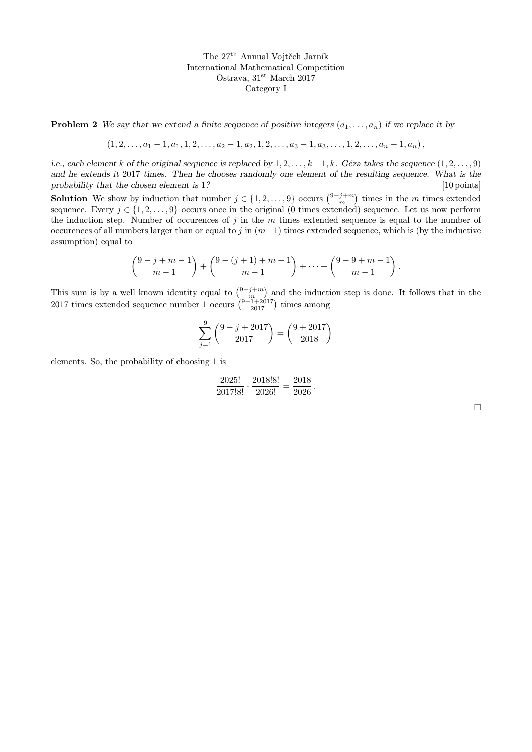The 27[th] Annual Vojtěch Jarník
International Mathematical Competition
Ostrava, 31[st] March 2017
Category I

**Problem 2** *We say that we extend a finite sequence of positive integers $(a_1, \dots, a_n)$ if we replace it by*

$$(1, 2, \dots, a_1 - 1, a_1, 1, 2, \dots, a_2 - 1, a_2, 1, 2, \dots, a_3 - 1, a_3, \dots, 1, 2, \dots, a_n - 1, a_n),$$

*i.e., each element $k$ of the original sequence is replaced by $1, 2, \dots, k-1, k$. Géza takes the sequence $(1, 2, \dots, 9)$ and he extends it 2017 times. Then he chooses randomly one element of the resulting sequence. What is the probability that the chosen element is 1?* [10 points]

**Solution** We show by induction that number $j \in \{1, 2, \dots, 9\}$ occurs $\binom{9-j+m}{m}$ times in the $m$ times extended sequence. Every $j \in \{1, 2, \dots, 9\}$ occurs once in the original (0 times extended) sequence. Let us now perform the induction step. Number of occurences of $j$ in the $m$ times extended sequence is equal to the number of occurences of all numbers larger than or equal to $j$ in $(m-1)$ times extended sequence, which is (by the inductive assumption) equal to

$$\binom{9-j+m-1}{m-1} + \binom{9-(j+1)+m-1}{m-1} + \dots + \binom{9-9+m-1}{m-1}.$$

This sum is by a well known identity equal to $\binom{9-j+m}{m}$ and the induction step is done. It follows that in the 2017 times extended sequence number 1 occurs $\binom{9-1+2017}{2017}$ times among

$$\sum_{j=1}^{9} \binom{9-j+2017}{2017} = \binom{9+2017}{2018}$$

elements. So, the probability of choosing 1 is

$$\frac{2025!}{2017!8!} \cdot \frac{2018!8!}{2026!} = \frac{2018}{2026}.$$

□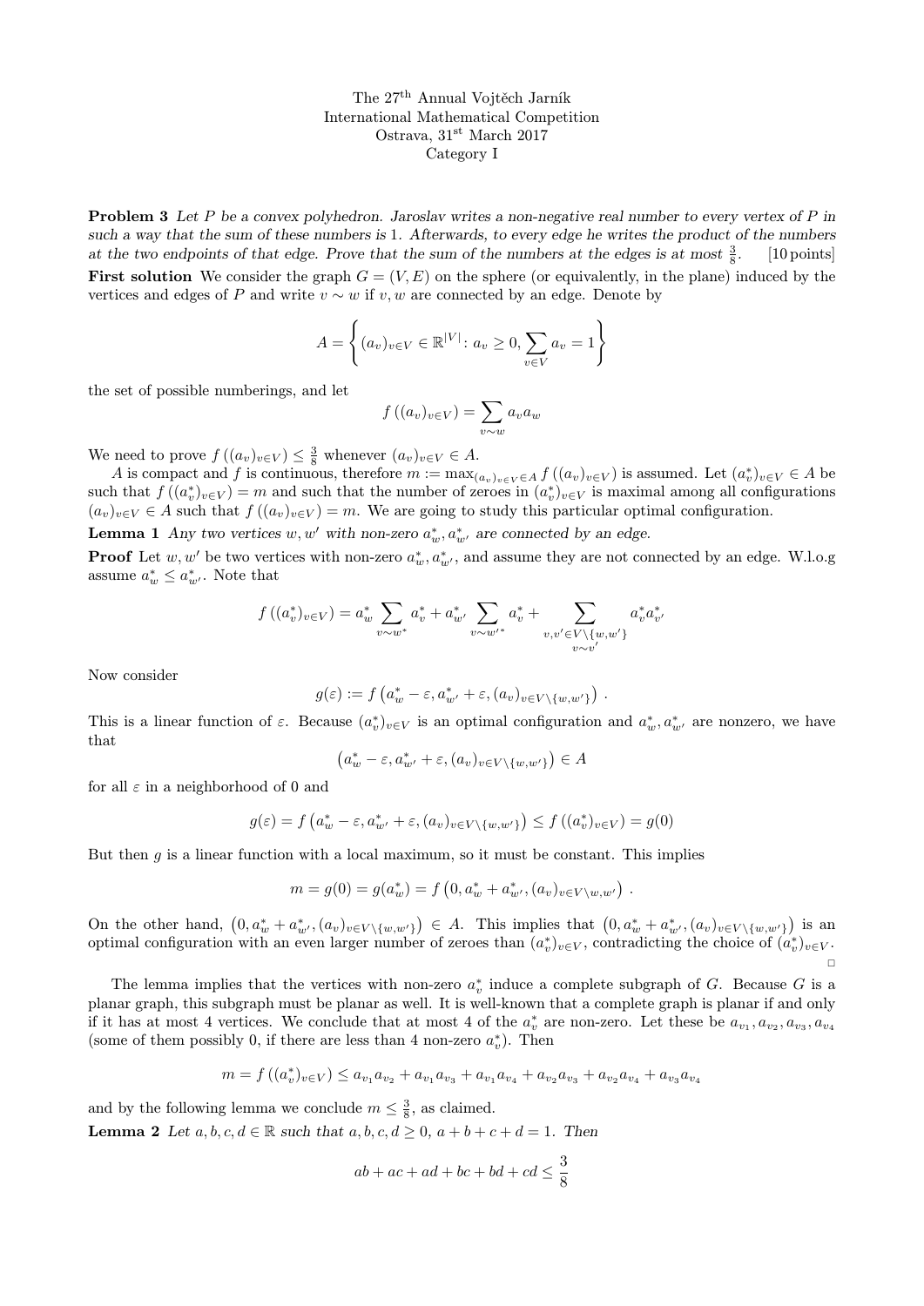The 27[th] Annual Vojtěch Jarník
International Mathematical Competition
Ostrava, 31[st] March 2017
Category I

**Problem 3** *Let $P$ be a convex polyhedron. Jaroslav writes a non-negative real number to every vertex of $P$ in such a way that the sum of these numbers is 1. Afterwards, to every edge he writes the product of the numbers at the two endpoints of that edge. Prove that the sum of the numbers at the edges is at most $\frac{3}{8}$.* [10 points]

**First solution** We consider the graph $G = (V, E)$ on the sphere (or equivalently, in the plane) induced by the vertices and edges of $P$ and write $v \sim w$ if $v, w$ are connected by an edge. Denote by

$$A = \left\{ (a_v)_{v \in V} \in \mathbb{R}^{|V|} \colon a_v \geq 0, \sum_{v \in V} a_v = 1 \right\}$$

the set of possible numberings, and let

$$f\left((a_v)_{v \in V}\right) = \sum_{v \sim w} a_v a_w$$

We need to prove $f\left((a_v)_{v \in V}\right) \leq \frac{3}{8}$ whenever $(a_v)_{v \in V} \in A$.

$A$ is compact and $f$ is continuous, therefore $m := \max_{(a_v)_{v \in V} \in A} f\left((a_v)_{v \in V}\right)$ is assumed. Let $(a_v^*)_{v \in V} \in A$ be such that $f\left((a_v^*)_{v \in V}\right) = m$ and such that the number of zeroes in $(a_v^*)_{v \in V}$ is maximal among all configurations $(a_v)_{v \in V} \in A$ such that $f\left((a_v)_{v \in V}\right) = m$. We are going to study this particular optimal configuration.

**Lemma 1** *Any two vertices $w, w'$ with non-zero $a_w^*, a_{w'}^*$ are connected by an edge.*

**Proof** Let $w, w'$ be two vertices with non-zero $a_w^*, a_{w'}^*$, and assume they are not connected by an edge. W.l.o.g assume $a_w^* \leq a_{w'}^*$. Note that

$$f\left((a_v^*)_{v \in V}\right) = a_w^* \sum_{v \sim w^*} a_v^* + a_{w'}^* \sum_{v \sim w'^*} a_v^* + \sum_{\substack{v, v' \in V \setminus \{w, w'\} \\ v \sim v'}} a_v^* a_{v'}^*$$

Now consider

$$g(\varepsilon) := f\left(a_w^* - \varepsilon, a_{w'}^* + \varepsilon, (a_v)_{v \in V \setminus \{w, w'\}}\right) .$$

This is a linear function of $\varepsilon$. Because $(a_v^*)_{v \in V}$ is an optimal configuration and $a_w^*, a_{w'}^*$ are nonzero, we have that

$$\left(a_w^* - \varepsilon, a_{w'}^* + \varepsilon, (a_v)_{v \in V \setminus \{w, w'\}}\right) \in A$$

for all $\varepsilon$ in a neighborhood of 0 and

$$g(\varepsilon) = f\left(a_w^* - \varepsilon, a_{w'}^* + \varepsilon, (a_v)_{v \in V \setminus \{w, w'\}}\right) \leq f\left((a_v^*)_{v \in V}\right) = g(0)$$

But then $g$ is a linear function with a local maximum, so it must be constant. This implies

$$m = g(0) = g(a_w^*) = f\left(0, a_w^* + a_{w'}^*, (a_v)_{v \in V \setminus w, w'}\right) .$$

On the other hand, $\left(0, a_w^* + a_{w'}^*, (a_v)_{v \in V \setminus \{w, w'\}}\right) \in A$. This implies that $\left(0, a_w^* + a_{w'}^*, (a_v)_{v \in V \setminus \{w, w'\}}\right)$ is an optimal configuration with an even larger number of zeroes than $(a_v^*)_{v \in V}$, contradicting the choice of $(a_v^*)_{v \in V}$. □

The lemma implies that the vertices with non-zero $a_v^*$ induce a complete subgraph of $G$. Because $G$ is a planar graph, this subgraph must be planar as well. It is well-known that a complete graph is planar if and only if it has at most 4 vertices. We conclude that at most 4 of the $a_v^*$ are non-zero. Let these be $a_{v_1}, a_{v_2}, a_{v_3}, a_{v_4}$ (some of them possibly 0, if there are less than 4 non-zero $a_v^*$). Then

$$m = f\left((a_v^*)_{v \in V}\right) \leq a_{v_1} a_{v_2} + a_{v_1} a_{v_3} + a_{v_1} a_{v_4} + a_{v_2} a_{v_3} + a_{v_2} a_{v_4} + a_{v_3} a_{v_4}$$

and by the following lemma we conclude $m \leq \frac{3}{8}$, as claimed.

**Lemma 2** *Let $a, b, c, d \in \mathbb{R}$ such that $a, b, c, d \geq 0$, $a + b + c + d = 1$. Then*

$$ab + ac + ad + bc + bd + cd \leq \frac{3}{8}$$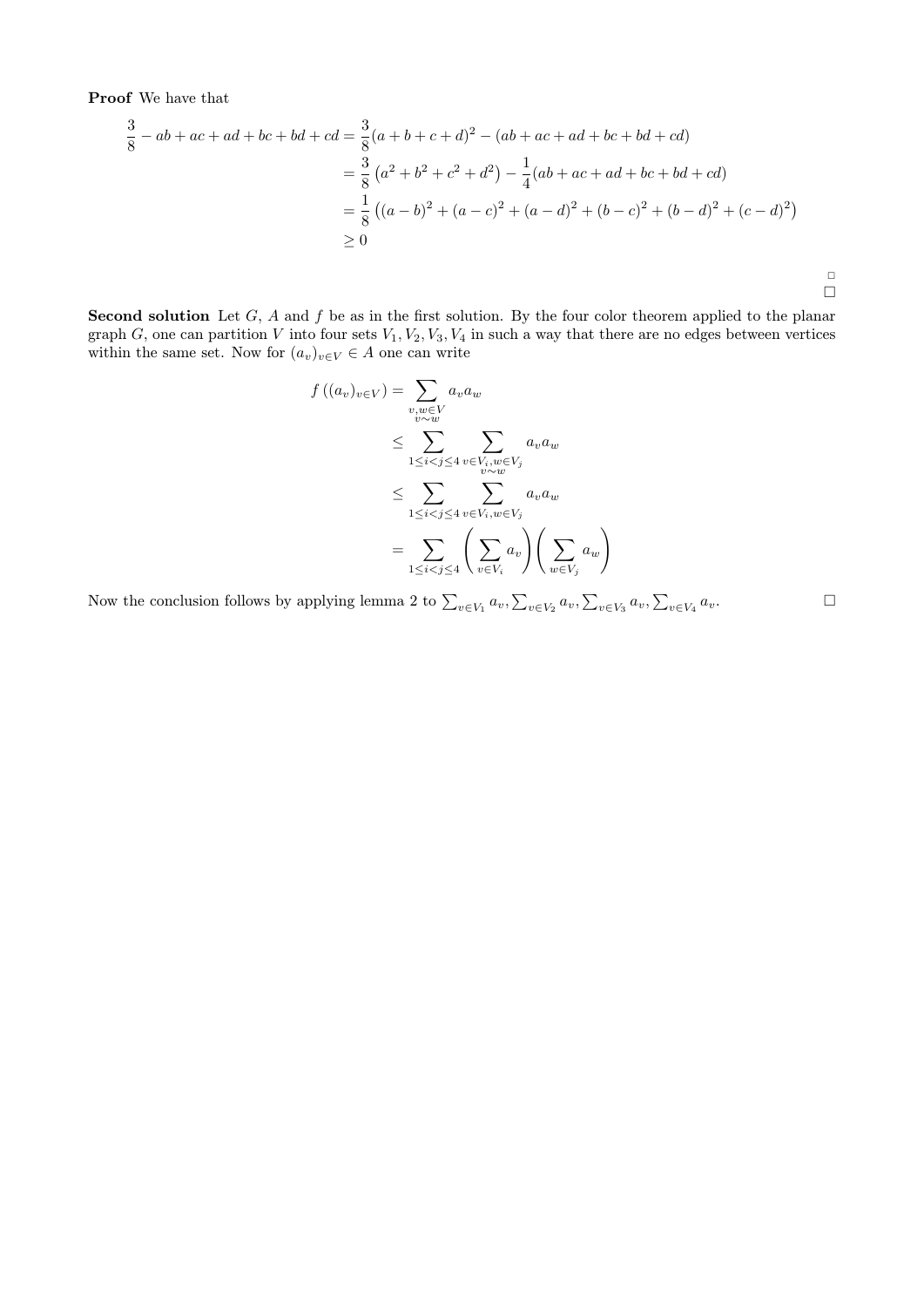**Proof** We have that

$$
\begin{aligned}
\frac{3}{8} - ab + ac + ad + bc + bd + cd &= \frac{3}{8}(a+b+c+d)^2 - (ab+ac+ad+bc+bd+cd) \\
&= \frac{3}{8}\left(a^2+b^2+c^2+d^2\right) - \frac{1}{4}(ab+ac+ad+bc+bd+cd) \\
&= \frac{1}{8}\left((a-b)^2+(a-c)^2+(a-d)^2+(b-c)^2+(b-d)^2+(c-d)^2\right) \\
&\geq 0
\end{aligned}
$$

□

□

**Second solution** Let $G$, $A$ and $f$ be as in the first solution. By the four color theorem applied to the planar graph $G$, one can partition $V$ into four sets $V_1, V_2, V_3, V_4$ in such a way that there are no edges between vertices within the same set. Now for $(a_v)_{v \in V} \in A$ one can write

$$
\begin{aligned}
f\left((a_v)_{v\in V}\right) &= \sum_{\substack{v,w \in V \\ v \sim w}} a_v a_w \\
&\leq \sum_{1 \leq i < j \leq 4} \sum_{\substack{v \in V_i, w \in V_j \\ v \sim w}} a_v a_w \\
&\leq \sum_{1 \leq i < j \leq 4} \sum_{v \in V_i, w \in V_j} a_v a_w \\
&= \sum_{1 \leq i < j \leq 4} \left(\sum_{v \in V_i} a_v\right)\left(\sum_{w \in V_j} a_w\right)
\end{aligned}
$$

Now the conclusion follows by applying lemma 2 to $\sum_{v\in V_1} a_v, \sum_{v\in V_2} a_v, \sum_{v\in V_3} a_v, \sum_{v\in V_4} a_v$. □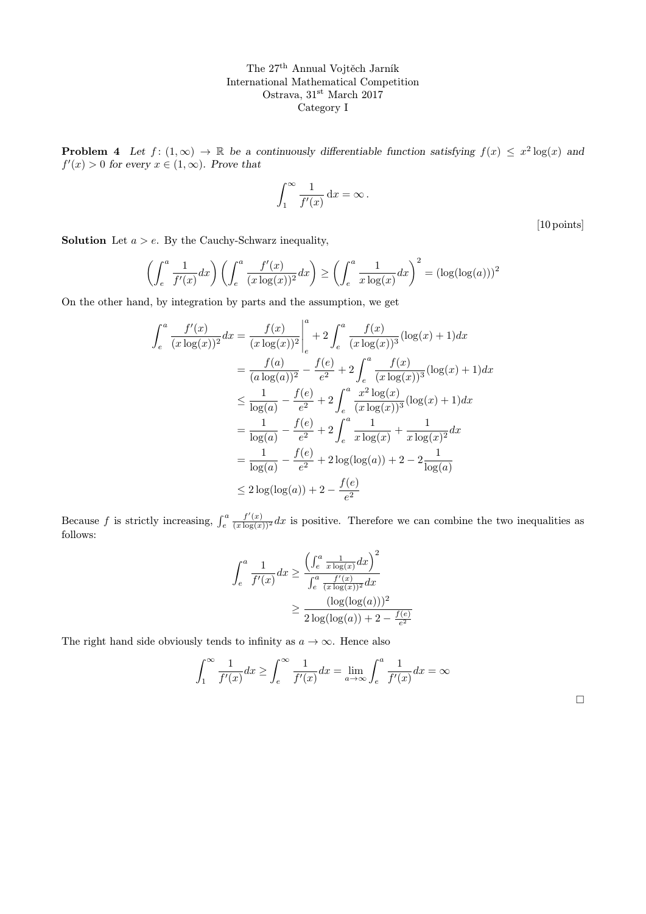The 27[th] Annual Vojtěch Jarník
International Mathematical Competition
Ostrava, 31[st] March 2017
Category I

**Problem 4** *Let $f\colon (1,\infty) \to \mathbb{R}$ be a continuously differentiable function satisfying $f(x) \le x^2 \log(x)$ and $f'(x) > 0$ for every $x \in (1,\infty)$. Prove that*

$$\int_1^\infty \frac{1}{f'(x)}\,\mathrm{d}x = \infty\,.$$

[10 points]

**Solution** Let $a > e$. By the Cauchy-Schwarz inequality,

$$\left(\int_e^a \frac{1}{f'(x)}dx\right)\left(\int_e^a \frac{f'(x)}{(x\log(x))^2}dx\right) \ge \left(\int_e^a \frac{1}{x\log(x)}dx\right)^2 = (\log(\log(a)))^2$$

On the other hand, by integration by parts and the assumption, we get

$$\begin{aligned}
\int_e^a \frac{f'(x)}{(x\log(x))^2}dx &= \frac{f(x)}{(x\log(x))^2}\bigg|_e^a + 2\int_e^a \frac{f(x)}{(x\log(x))^3}(\log(x)+1)dx \\
&= \frac{f(a)}{(a\log(a))^2} - \frac{f(e)}{e^2} + 2\int_e^a \frac{f(x)}{(x\log(x))^3}(\log(x)+1)dx \\
&\le \frac{1}{\log(a)} - \frac{f(e)}{e^2} + 2\int_e^a \frac{x^2\log(x)}{(x\log(x))^3}(\log(x)+1)dx \\
&= \frac{1}{\log(a)} - \frac{f(e)}{e^2} + 2\int_e^a \frac{1}{x\log(x)} + \frac{1}{x\log(x)^2}dx \\
&= \frac{1}{\log(a)} - \frac{f(e)}{e^2} + 2\log(\log(a)) + 2 - 2\frac{1}{\log(a)} \\
&\le 2\log(\log(a)) + 2 - \frac{f(e)}{e^2}
\end{aligned}$$

Because $f$ is strictly increasing, $\int_e^a \frac{f'(x)}{(x\log(x))^2}dx$ is positive. Therefore we can combine the two inequalities as follows:

$$\begin{aligned}
\int_e^a \frac{1}{f'(x)}dx &\ge \frac{\left(\int_e^a \frac{1}{x\log(x)}dx\right)^2}{\int_e^a \frac{f'(x)}{(x\log(x))^2}dx} \\
&\ge \frac{(\log(\log(a)))^2}{2\log(\log(a)) + 2 - \frac{f(e)}{e^2}}
\end{aligned}$$

The right hand side obviously tends to infinity as $a \to \infty$. Hence also

$$\int_1^\infty \frac{1}{f'(x)}dx \ge \int_e^\infty \frac{1}{f'(x)}dx = \lim_{a\to\infty}\int_e^a \frac{1}{f'(x)}dx = \infty$$

□